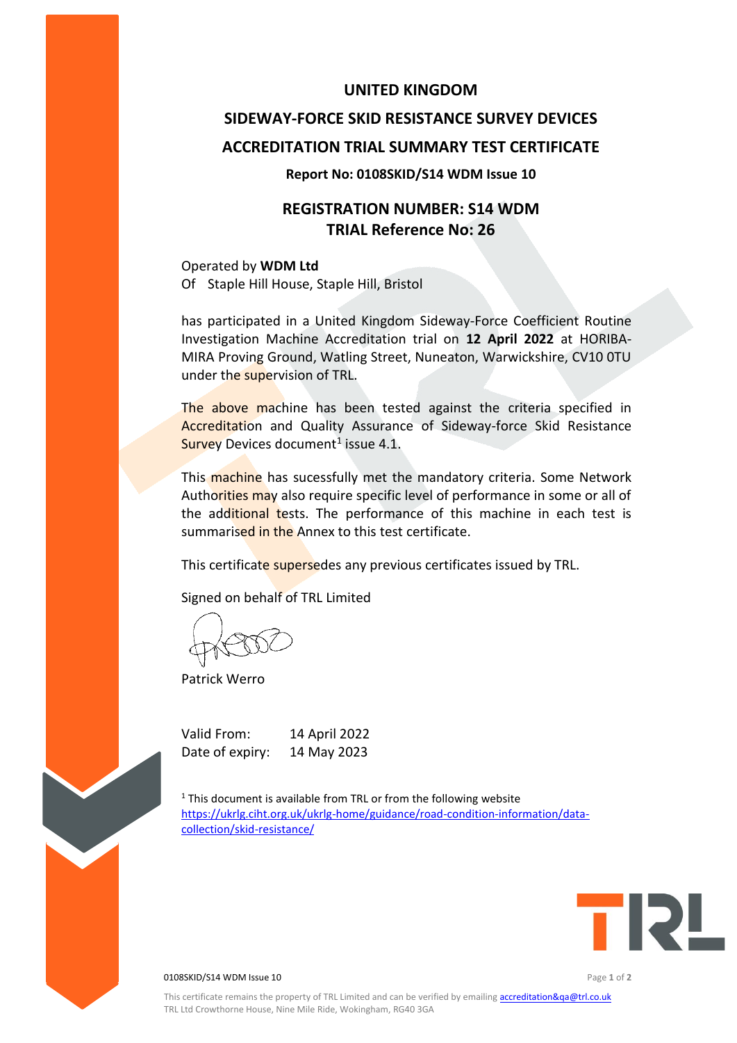# UNITED KINGDOM

# SIDEWAY-FORCE SKID RESISTANCE SURVEY DEVICES

# ACCREDITATION TRIAL SUMMARY TEST CERTIFICATE

**Report No: 0108SKID/S14 WDM Issue 10**

## REGISTRATION NUMBER: S14 WDM
## TRIAL Reference No: 26

Operated by **WDM Ltd**
Of  Staple Hill House, Staple Hill, Bristol

has participated in a United Kingdom Sideway-Force Coefficient Routine Investigation Machine Accreditation trial on **12 April 2022** at HORIBA-MIRA Proving Ground, Watling Street, Nuneaton, Warwickshire, CV10 0TU under the supervision of TRL.

The above machine has been tested against the criteria specified in Accreditation and Quality Assurance of Sideway-force Skid Resistance Survey Devices document[1] issue 4.1.

This machine has sucessfully met the mandatory criteria. Some Network Authorities may also require specific level of performance in some or all of the additional tests. The performance of this machine in each test is summarised in the Annex to this test certificate.

This certificate supersedes any previous certificates issued by TRL.

Signed on behalf of TRL Limited

Patrick Werro

Valid From: 14 April 2022
Date of expiry: 14 May 2023

[1] This document is available from TRL or from the following website https://ukrlg.ciht.org.uk/ukrlg-home/guidance/road-condition-information/data-collection/skid-resistance/

0108SKID/S14 WDM Issue 10

This certificate remains the property of TRL Limited and can be verified by emailing accreditation&qa@trl.co.uk
TRL Ltd Crowthorne House, Nine Mile Ride, Wokingham, RG40 3GA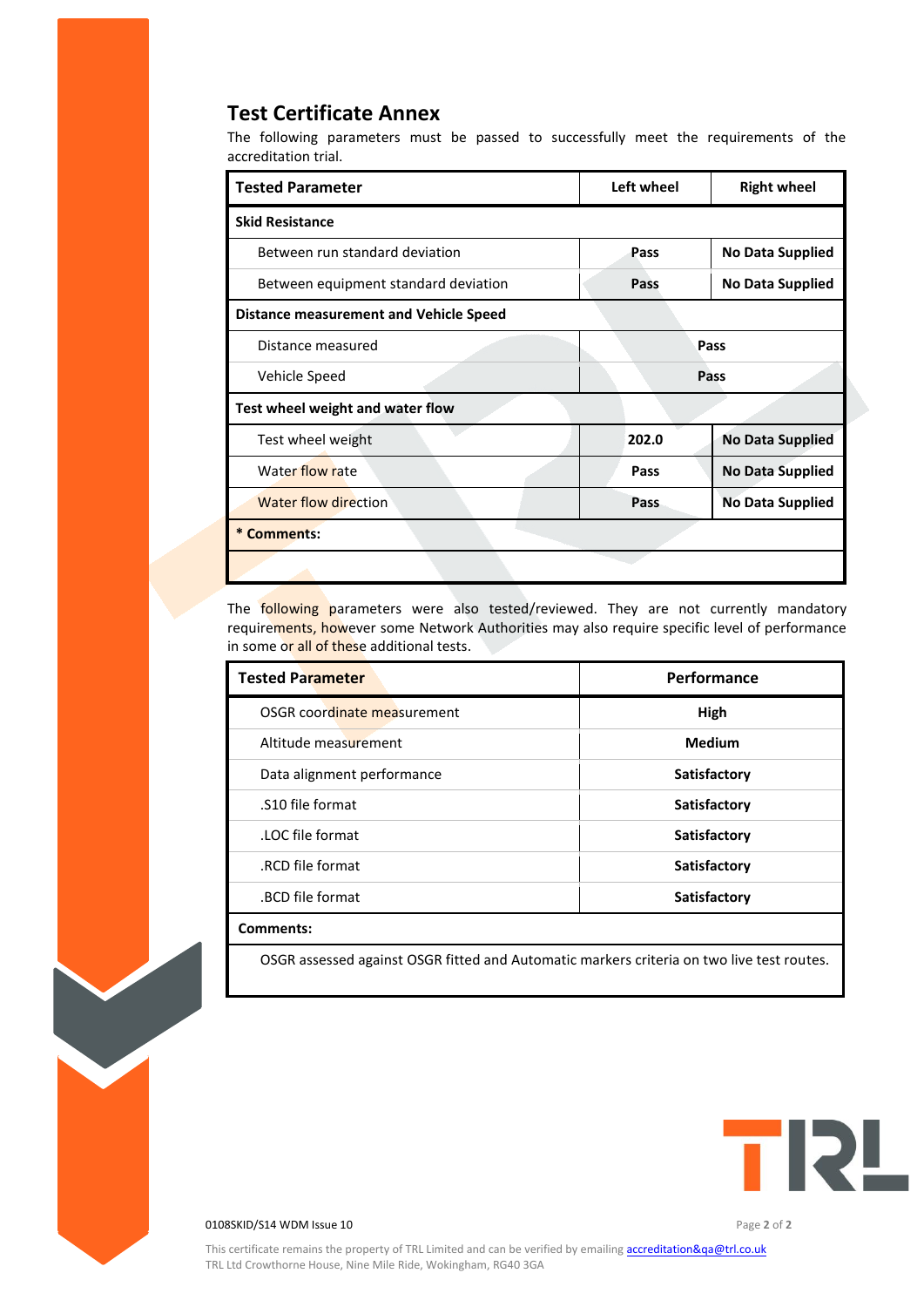# Test Certificate Annex

The following parameters must be passed to successfully meet the requirements of the accreditation trial.

| Tested Parameter | Left wheel | Right wheel |
|---|---|---|
| **Skid Resistance** | | |
| Between run standard deviation | **Pass** | **No Data Supplied** |
| Between equipment standard deviation | **Pass** | **No Data Supplied** |
| **Distance measurement and Vehicle Speed** | | |
| Distance measured | **Pass** | |
| Vehicle Speed | **Pass** | |
| **Test wheel weight and water flow** | | |
| Test wheel weight | **202.0** | **No Data Supplied** |
| Water flow rate | **Pass** | **No Data Supplied** |
| Water flow direction | **Pass** | **No Data Supplied** |
| *** Comments:** | | |

The following parameters were also tested/reviewed. They are not currently mandatory requirements, however some Network Authorities may also require specific level of performance in some or all of these additional tests.

| Tested Parameter | Performance |
|---|---|
| OSGR coordinate measurement | **High** |
| Altitude measurement | **Medium** |
| Data alignment performance | **Satisfactory** |
| .S10 file format | **Satisfactory** |
| .LOC file format | **Satisfactory** |
| .RCD file format | **Satisfactory** |
| .BCD file format | **Satisfactory** |
| **Comments:** | |
| OSGR assessed against OSGR fitted and Automatic markers criteria on two live test routes. | |

0108SKID/S14 WDM Issue 10

This certificate remains the property of TRL Limited and can be verified by emailing accreditation&qa@trl.co.uk
TRL Ltd Crowthorne House, Nine Mile Ride, Wokingham, RG40 3GA